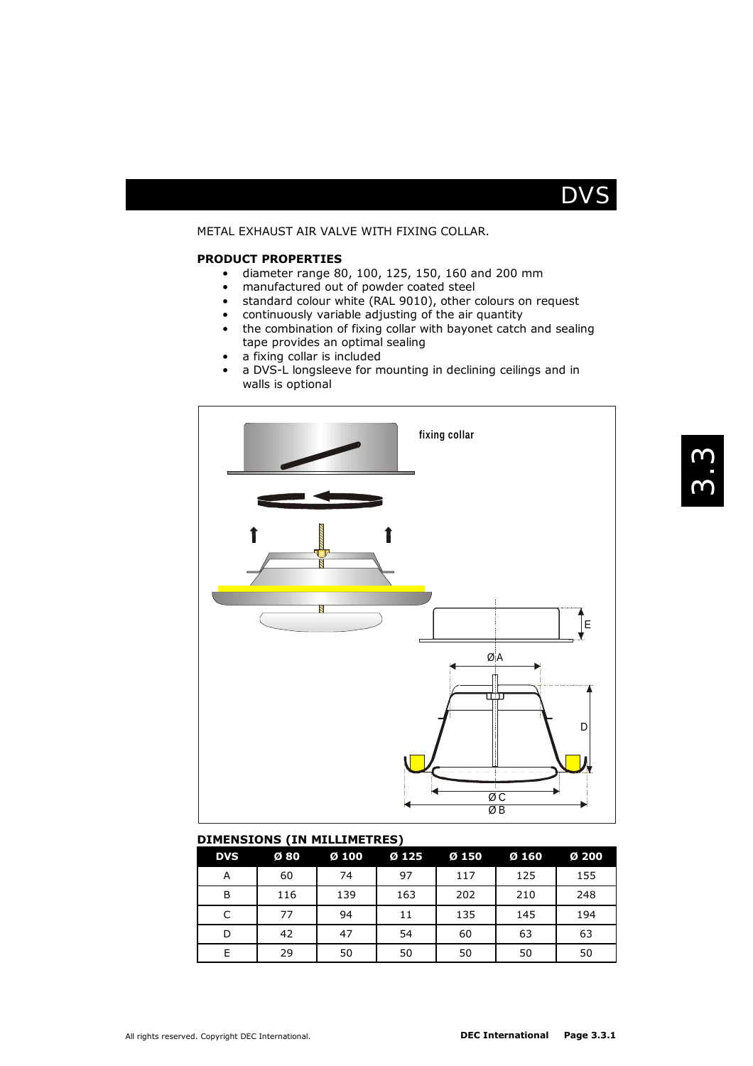# DVS

METAL EXHAUST AIR VALVE WITH FIXING COLLAR.

**PRODUCT PROPERTIES**

- diameter range 80, 100, 125, 150, 160 and 200 mm
- manufactured out of powder coated steel
- standard colour white (RAL 9010), other colours on request
- continuously variable adjusting of the air quantity
- the combination of fixing collar with bayonet catch and sealing tape provides an optimal sealing
- a fixing collar is included
- a DVS-L longsleeve for mounting in declining ceilings and in walls is optional

**DIMENSIONS (IN MILLIMETRES)**

| DVS | Ø 80 | Ø 100 | Ø 125 | Ø 150 | Ø 160 | Ø 200 |
|---|---|---|---|---|---|---|
| A | 60 | 74 | 97 | 117 | 125 | 155 |
| B | 116 | 139 | 163 | 202 | 210 | 248 |
| C | 77 | 94 | 11 | 135 | 145 | 194 |
| D | 42 | 47 | 54 | 60 | 63 | 63 |
| E | 29 | 50 | 50 | 50 | 50 | 50 |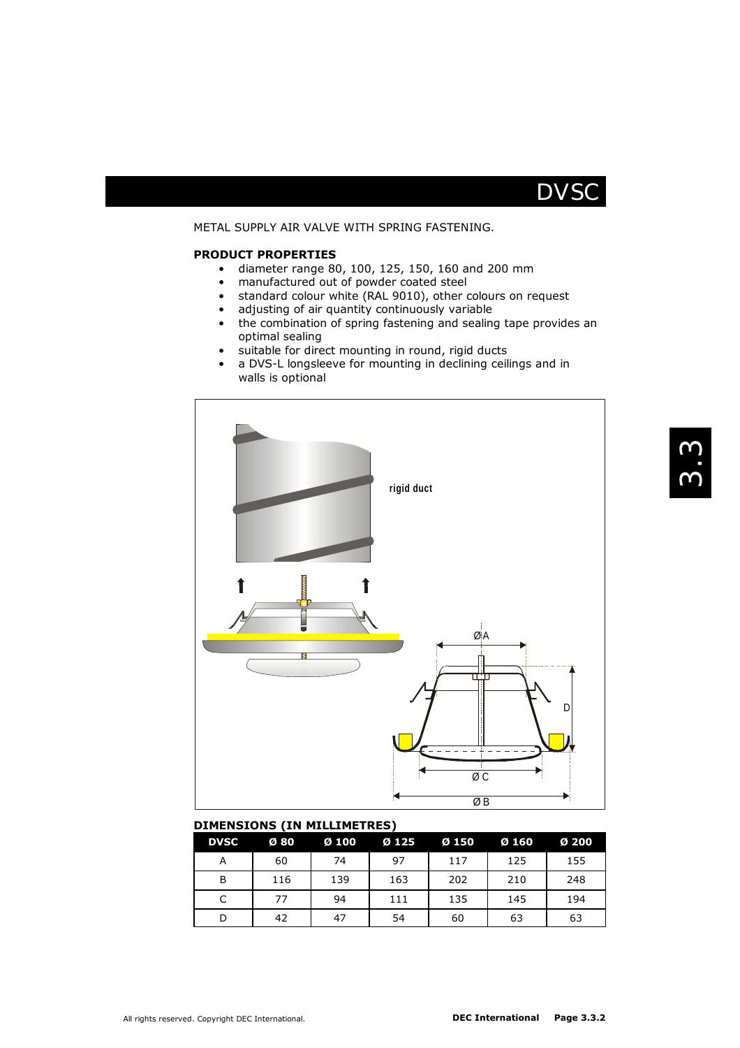# DVSC

METAL SUPPLY AIR VALVE WITH SPRING FASTENING.

**PRODUCT PROPERTIES**

- diameter range 80, 100, 125, 150, 160 and 200 mm
- manufactured out of powder coated steel
- standard colour white (RAL 9010), other colours on request
- adjusting of air quantity continuously variable
- the combination of spring fastening and sealing tape provides an optimal sealing
- suitable for direct mounting in round, rigid ducts
- a DVS-L longsleeve for mounting in declining ceilings and in walls is optional

rigid duct

ØA

D

ØC

ØB

**DIMENSIONS (IN MILLIMETRES)**

| DVSC | Ø 80 | Ø 100 | Ø 125 | Ø 150 | Ø 160 | Ø 200 |
|---|---|---|---|---|---|---|
| A | 60 | 74 | 97 | 117 | 125 | 155 |
| B | 116 | 139 | 163 | 202 | 210 | 248 |
| C | 77 | 94 | 111 | 135 | 145 | 194 |
| D | 42 | 47 | 54 | 60 | 63 | 63 |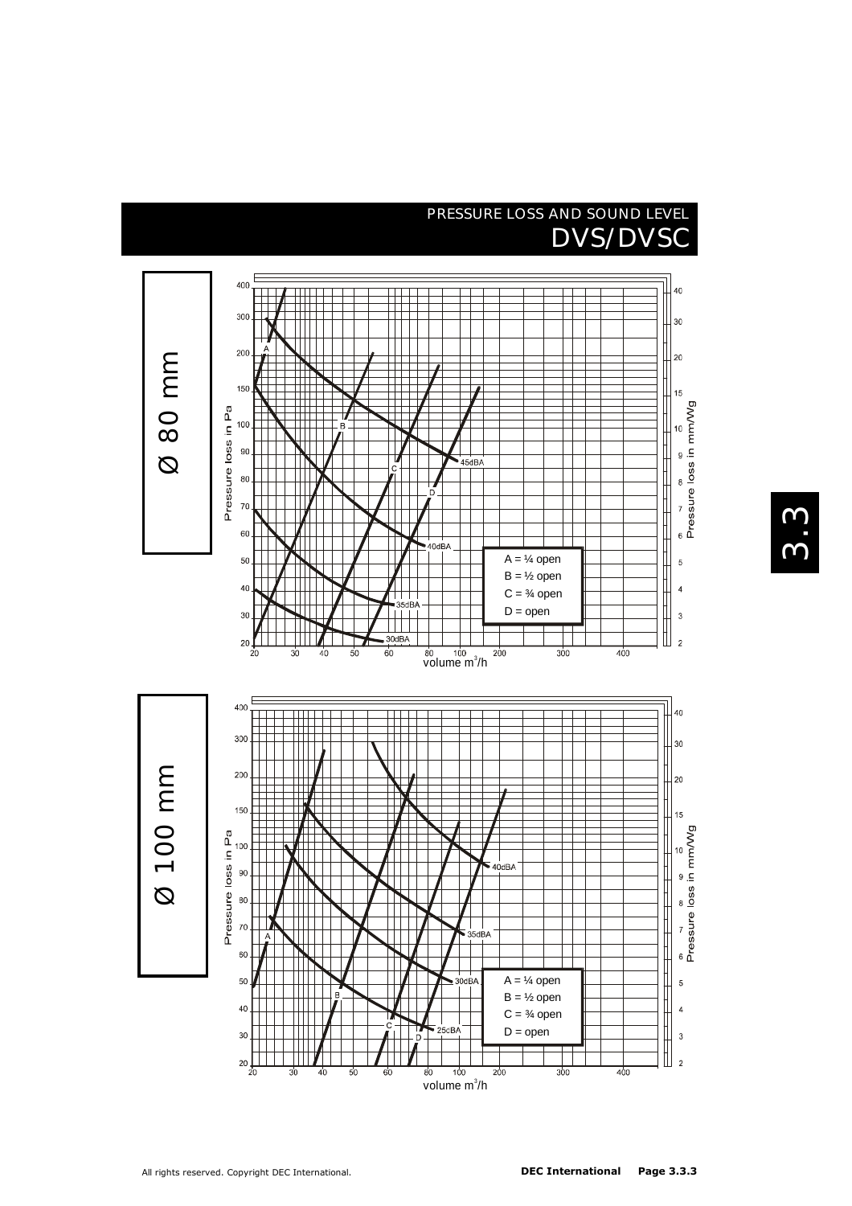## PRESSURE LOSS AND SOUND LEVEL

# DVS/DVSC

### Ø 80 mm

Pressure loss in Pa

400, 300, 200, 150, 100, 90, 80, 70, 60, 50, 40, 30, 20

Pressure loss in mm/Wg

40, 30, 20, 15, 10, 9, 8, 7, 6, 5, 4, 3, 2

volume $m^3/h$

20, 30, 40, 50, 60, 80, 100, 200, 300, 400

A, B, C, D

45dBA, 40dBA, 35dBA, 30dBA

A = ¼ open
B = ½ open
C = ¾ open
D = open

### Ø 100 mm

Pressure loss in Pa

400, 300, 200, 150, 100, 90, 80, 70, 60, 50, 40, 30, 20

Pressure loss in mm/Wg

40, 30, 20, 15, 10, 9, 8, 7, 6, 5, 4, 3, 2

volume $m^3/h$

20, 30, 40, 50, 60, 80, 100, 200, 300, 400

A, B, C, D

40dBA, 35dBA, 30dBA, 25dBA

A = ¼ open
B = ½ open
C = ¾ open
D = open

3.3

All rights reserved. Copyright DEC International.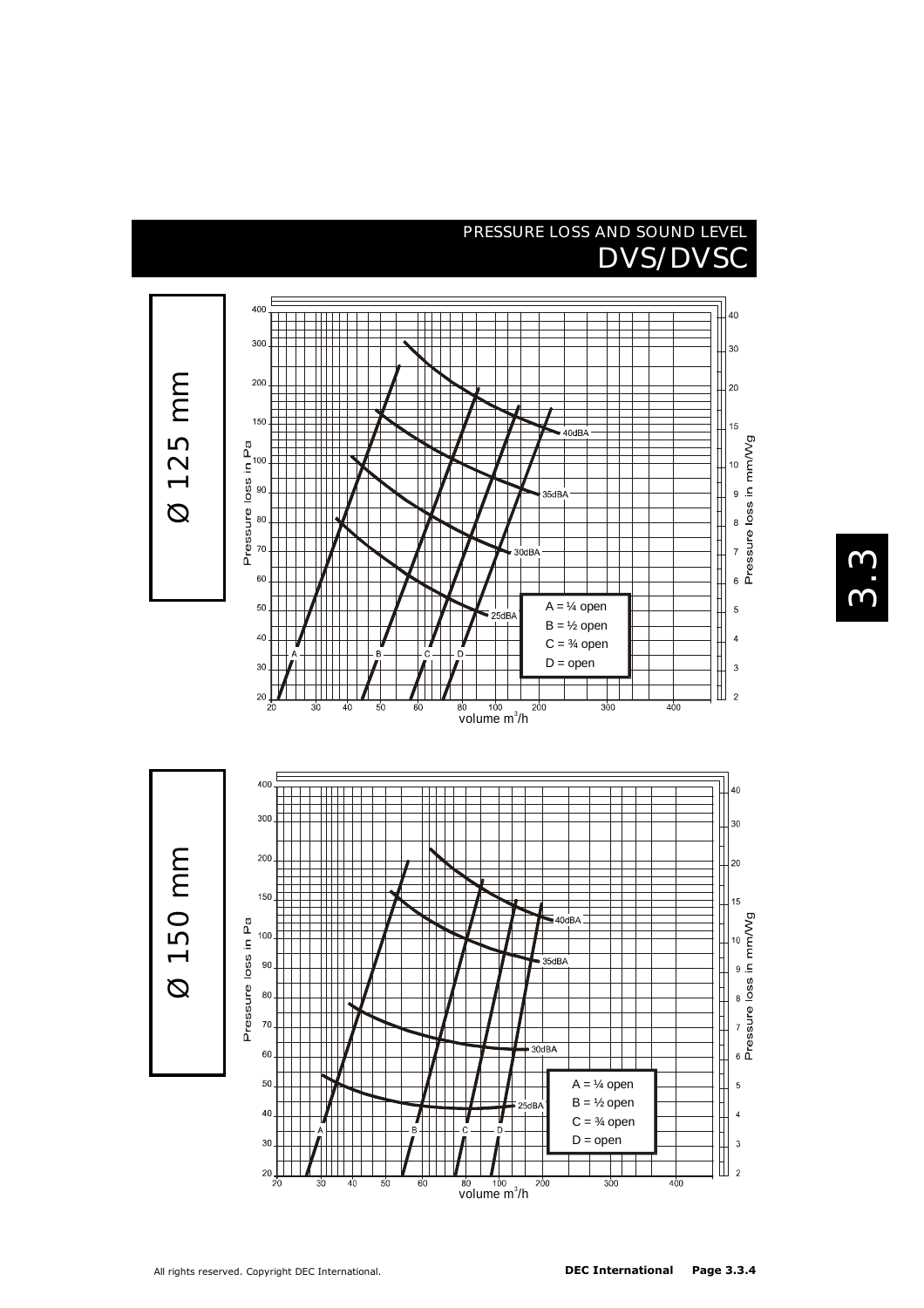# PRESSURE LOSS AND SOUND LEVEL
## DVS/DVSC

### Ø 125 mm

Pressure loss in Pa (20–400) / Pressure loss in mm/Wg (2–40) vs. volume $m^3$/h (20–400)

Sound levels: 25dBA, 30dBA, 35dBA, 40dBA

A = ¼ open
B = ½ open
C = ¾ open
D = open

### Ø 150 mm

Pressure loss in Pa (20–400) / Pressure loss in mm/Wg (2–40) vs. volume $m^3$/h (20–400)

Sound levels: 25dBA, 30dBA, 35dBA, 40dBA

A = ¼ open
B = ½ open
C = ¾ open
D = open

3.3

All rights reserved. Copyright DEC International.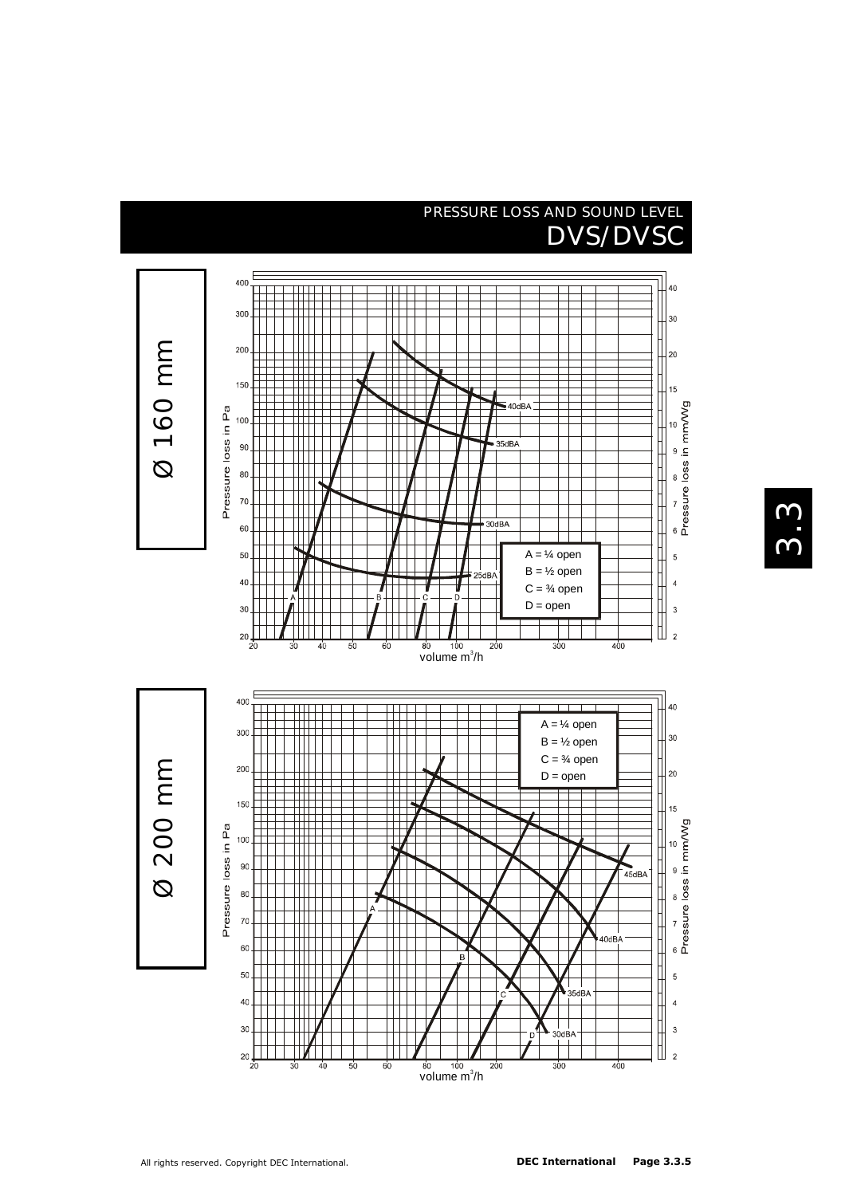PRESSURE LOSS AND SOUND LEVEL

# DVS/DVSC

3.3

## Ø 160 mm

Pressure loss in Pa

400
300
200
150
100
90
80
70
60
50
40
30
20

Pressure loss in mm/Wg

40
30
20
15
10
9
8
7
6
5
4
3
2

20 30 40 50 60 80 100 200 300 400

volume $m^3$/h

40dBA
35dBA
30dBA
25dBA

A B C D

A = ¼ open
B = ½ open
C = ¾ open
D = open

## Ø 200 mm

Pressure loss in Pa

400
300
200
150
100
90
80
70
60
50
40
30
20

Pressure loss in mm/Wg

40
30
20
15
10
9
8
7
6
5
4
3
2

20 30 40 50 60 80 100 200 300 400

volume $m^3$/h

A = ¼ open
B = ½ open
C = ¾ open
D = open

45dBA
40dBA
35dBA
30dBA

A B C D

All rights reserved. Copyright DEC International.

**DEC International**